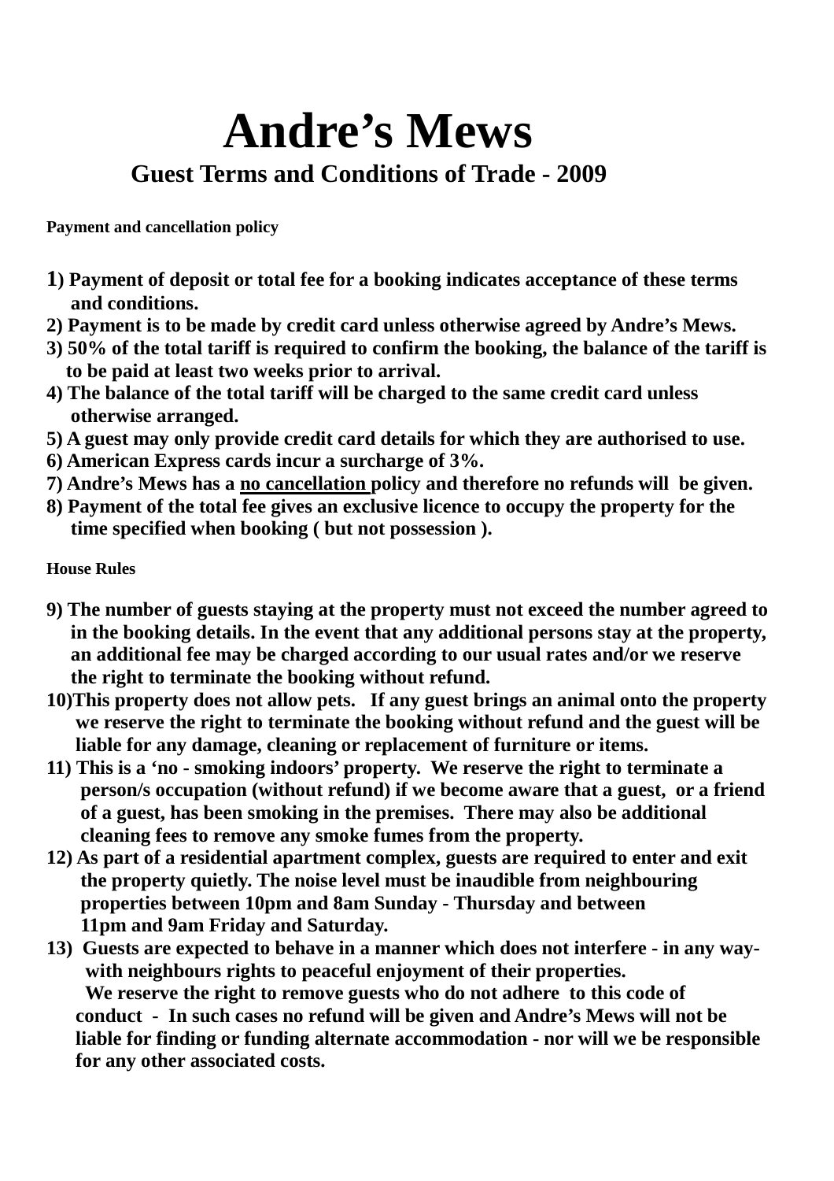# Andre's Mews

## Guest Terms and Conditions of Trade - 2009

**Payment and cancellation policy**

**1) Payment of deposit or total fee for a booking indicates acceptance of these terms and conditions.**
**2) Payment is to be made by credit card unless otherwise agreed by Andre's Mews.**
**3) 50% of the total tariff is required to confirm the booking, the balance of the tariff is to be paid at least two weeks prior to arrival.**
**4) The balance of the total tariff will be charged to the same credit card unless otherwise arranged.**
**5) A guest may only provide credit card details for which they are authorised to use.**
**6) American Express cards incur a surcharge of 3%.**
**7) Andre's Mews has a <u>no cancellation</u> policy and therefore no refunds will be given.**
**8) Payment of the total fee gives an exclusive licence to occupy the property for the time specified when booking ( but not possession ).**

**House Rules**

**9) The number of guests staying at the property must not exceed the number agreed to in the booking details. In the event that any additional persons stay at the property, an additional fee may be charged according to our usual rates and/or we reserve the right to terminate the booking without refund.**
**10)This property does not allow pets. If any guest brings an animal onto the property we reserve the right to terminate the booking without refund and the guest will be liable for any damage, cleaning or replacement of furniture or items.**
**11) This is a 'no - smoking indoors' property. We reserve the right to terminate a person/s occupation (without refund) if we become aware that a guest, or a friend of a guest, has been smoking in the premises. There may also be additional cleaning fees to remove any smoke fumes from the property.**
**12) As part of a residential apartment complex, guests are required to enter and exit the property quietly. The noise level must be inaudible from neighbouring properties between 10pm and 8am Sunday - Thursday and between 11pm and 9am Friday and Saturday.**
**13) Guests are expected to behave in a manner which does not interfere - in any way- with neighbours rights to peaceful enjoyment of their properties. We reserve the right to remove guests who do not adhere to this code of conduct - In such cases no refund will be given and Andre's Mews will not be liable for finding or funding alternate accommodation - nor will we be responsible for any other associated costs.**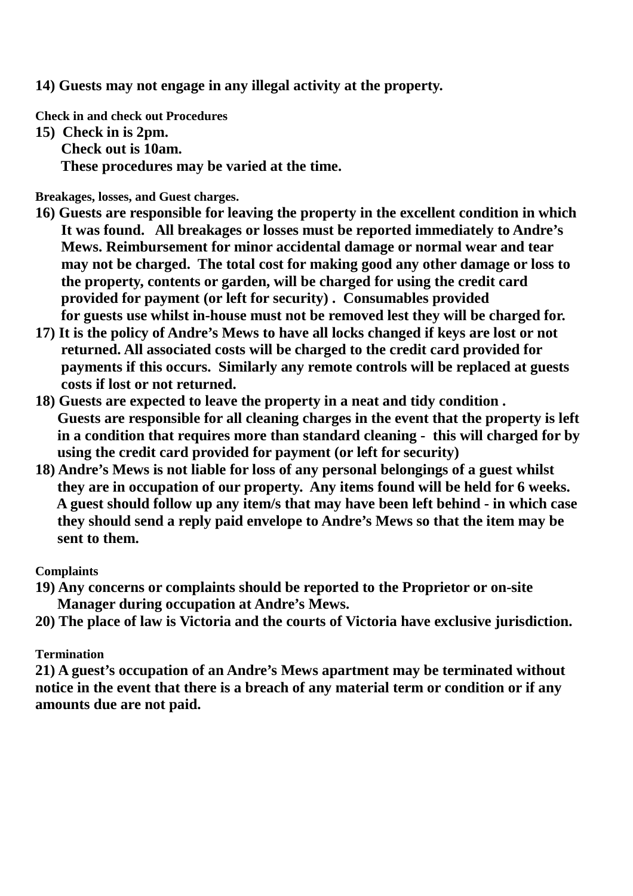**14) Guests may not engage in any illegal activity at the property.**

**Check in and check out Procedures**

**15) Check in is 2pm.**
**Check out is 10am.**
**These procedures may be varied at the time.**

**Breakages, losses, and Guest charges.**

**16) Guests are responsible for leaving the property in the excellent condition in which It was found. All breakages or losses must be reported immediately to Andre's Mews. Reimbursement for minor accidental damage or normal wear and tear may not be charged. The total cost for making good any other damage or loss to the property, contents or garden, will be charged for using the credit card provided for payment (or left for security) . Consumables provided for guests use whilst in-house must not be removed lest they will be charged for.**

**17) It is the policy of Andre's Mews to have all locks changed if keys are lost or not returned. All associated costs will be charged to the credit card provided for payments if this occurs. Similarly any remote controls will be replaced at guests costs if lost or not returned.**

**18) Guests are expected to leave the property in a neat and tidy condition . Guests are responsible for all cleaning charges in the event that the property is left in a condition that requires more than standard cleaning - this will charged for by using the credit card provided for payment (or left for security)**

**18) Andre's Mews is not liable for loss of any personal belongings of a guest whilst they are in occupation of our property. Any items found will be held for 6 weeks. A guest should follow up any item/s that may have been left behind - in which case they should send a reply paid envelope to Andre's Mews so that the item may be sent to them.**

**Complaints**

**19) Any concerns or complaints should be reported to the Proprietor or on-site Manager during occupation at Andre's Mews.**

**20) The place of law is Victoria and the courts of Victoria have exclusive jurisdiction.**

**Termination**

**21) A guest's occupation of an Andre's Mews apartment may be terminated without notice in the event that there is a breach of any material term or condition or if any amounts due are not paid.**